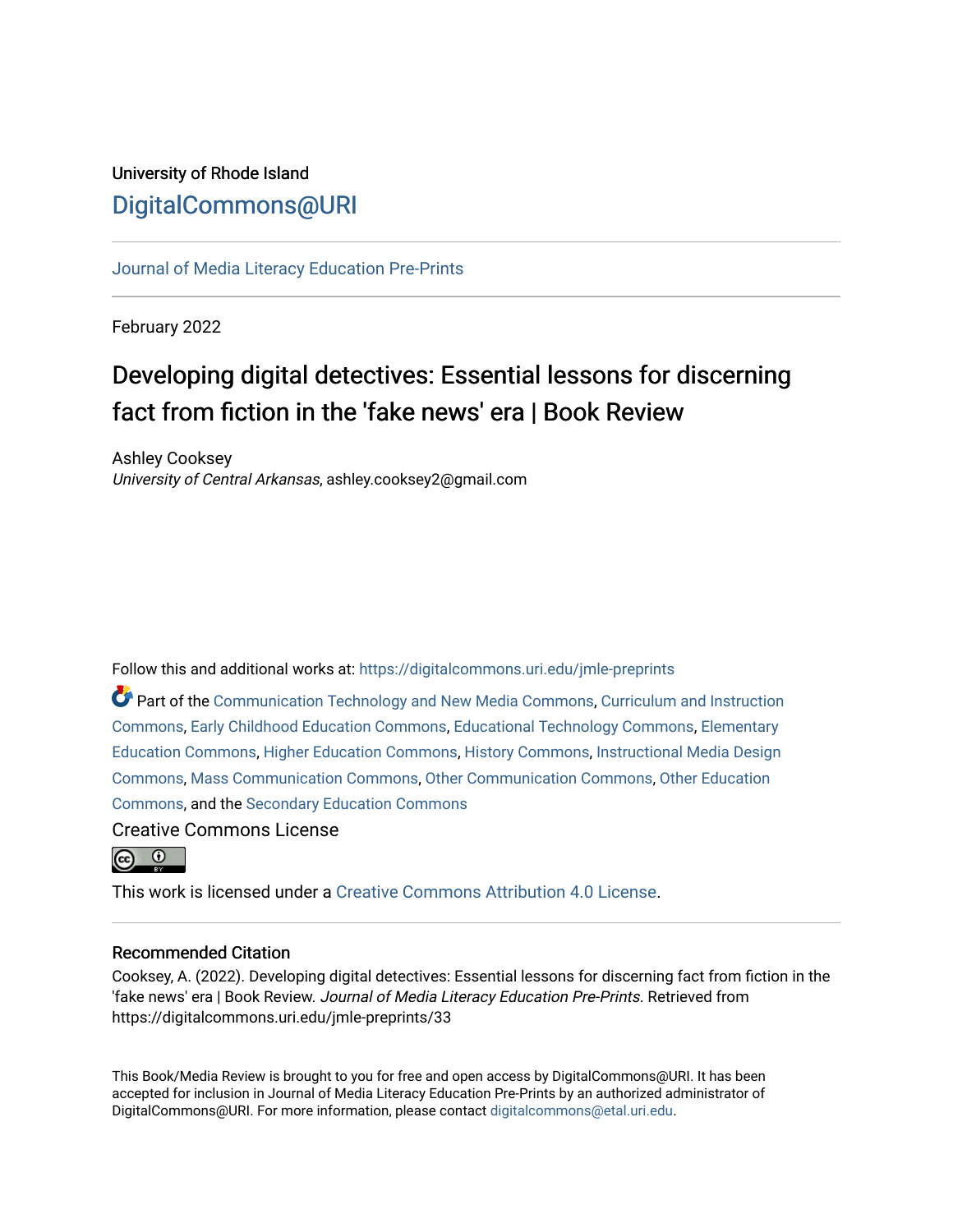University of Rhode Island

DigitalCommons@URI

Journal of Media Literacy Education Pre-Prints

February 2022

# Developing digital detectives: Essential lessons for discerning fact from fiction in the 'fake news' era | Book Review

Ashley Cooksey
*University of Central Arkansas*, ashley.cooksey2@gmail.com

Follow this and additional works at: https://digitalcommons.uri.edu/jmle-preprints

Part of the Communication Technology and New Media Commons, Curriculum and Instruction Commons, Early Childhood Education Commons, Educational Technology Commons, Elementary Education Commons, Higher Education Commons, History Commons, Instructional Media Design Commons, Mass Communication Commons, Other Communication Commons, Other Education Commons, and the Secondary Education Commons

Creative Commons License

This work is licensed under a Creative Commons Attribution 4.0 License.

## Recommended Citation

Cooksey, A. (2022). Developing digital detectives: Essential lessons for discerning fact from fiction in the 'fake news' era | Book Review. *Journal of Media Literacy Education Pre-Prints*. Retrieved from https://digitalcommons.uri.edu/jmle-preprints/33

This Book/Media Review is brought to you for free and open access by DigitalCommons@URI. It has been accepted for inclusion in Journal of Media Literacy Education Pre-Prints by an authorized administrator of DigitalCommons@URI. For more information, please contact digitalcommons@etal.uri.edu.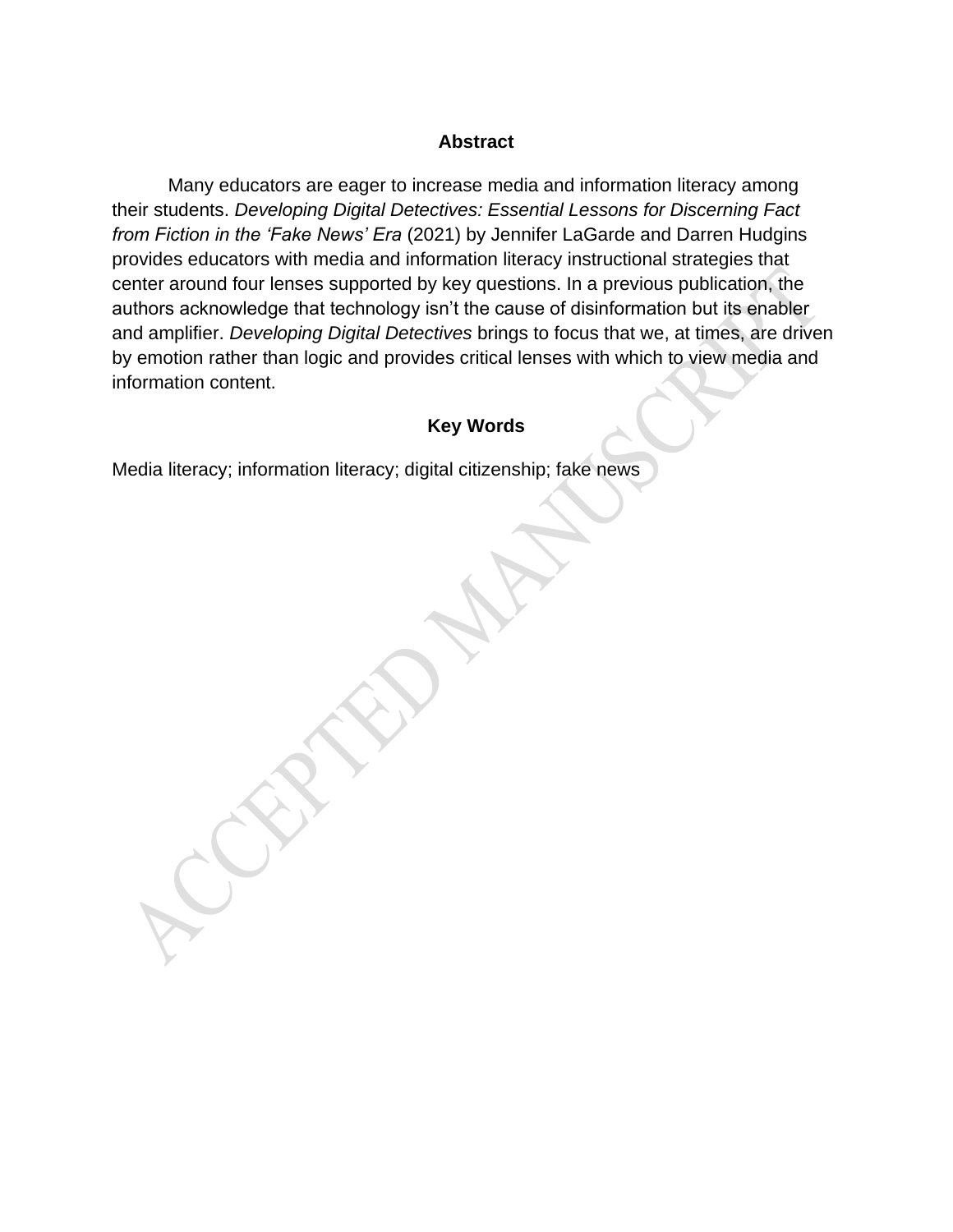## Abstract

Many educators are eager to increase media and information literacy among their students. *Developing Digital Detectives: Essential Lessons for Discerning Fact from Fiction in the 'Fake News' Era* (2021) by Jennifer LaGarde and Darren Hudgins provides educators with media and information literacy instructional strategies that center around four lenses supported by key questions. In a previous publication, the authors acknowledge that technology isn't the cause of disinformation but its enabler and amplifier. *Developing Digital Detectives* brings to focus that we, at times, are driven by emotion rather than logic and provides critical lenses with which to view media and information content.

## Key Words

Media literacy; information literacy; digital citizenship; fake news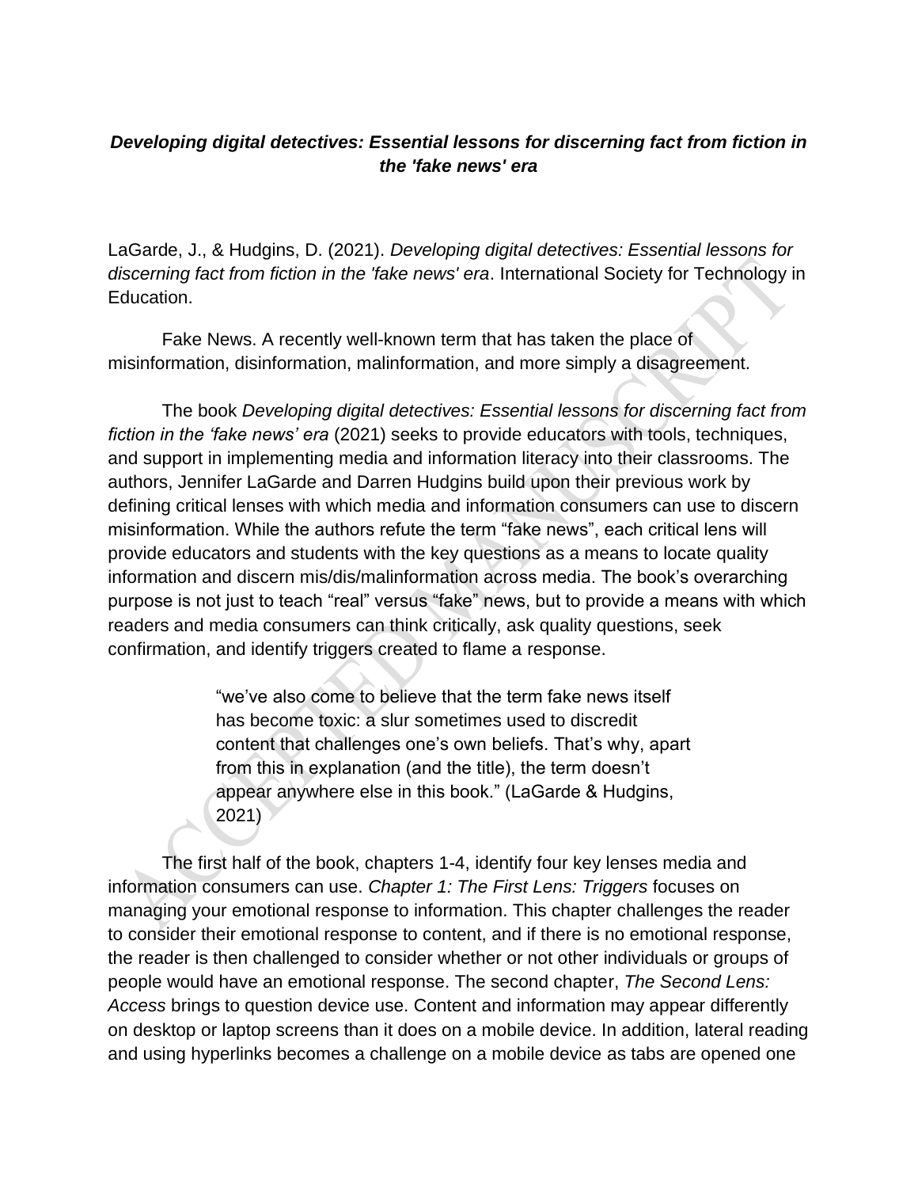### *Developing digital detectives: Essential lessons for discerning fact from fiction in the 'fake news' era*

LaGarde, J., & Hudgins, D. (2021). *Developing digital detectives: Essential lessons for discerning fact from fiction in the 'fake news' era*. International Society for Technology in Education.

Fake News. A recently well-known term that has taken the place of misinformation, disinformation, malinformation, and more simply a disagreement.

The book *Developing digital detectives: Essential lessons for discerning fact from fiction in the 'fake news' era* (2021) seeks to provide educators with tools, techniques, and support in implementing media and information literacy into their classrooms. The authors, Jennifer LaGarde and Darren Hudgins build upon their previous work by defining critical lenses with which media and information consumers can use to discern misinformation. While the authors refute the term "fake news", each critical lens will provide educators and students with the key questions as a means to locate quality information and discern mis/dis/malinformation across media. The book's overarching purpose is not just to teach "real" versus "fake" news, but to provide a means with which readers and media consumers can think critically, ask quality questions, seek confirmation, and identify triggers created to flame a response.

> "we've also come to believe that the term fake news itself has become toxic: a slur sometimes used to discredit content that challenges one's own beliefs. That's why, apart from this in explanation (and the title), the term doesn't appear anywhere else in this book." (LaGarde & Hudgins, 2021)

The first half of the book, chapters 1-4, identify four key lenses media and information consumers can use. *Chapter 1: The First Lens: Triggers* focuses on managing your emotional response to information. This chapter challenges the reader to consider their emotional response to content, and if there is no emotional response, the reader is then challenged to consider whether or not other individuals or groups of people would have an emotional response. The second chapter, *The Second Lens: Access* brings to question device use. Content and information may appear differently on desktop or laptop screens than it does on a mobile device. In addition, lateral reading and using hyperlinks becomes a challenge on a mobile device as tabs are opened one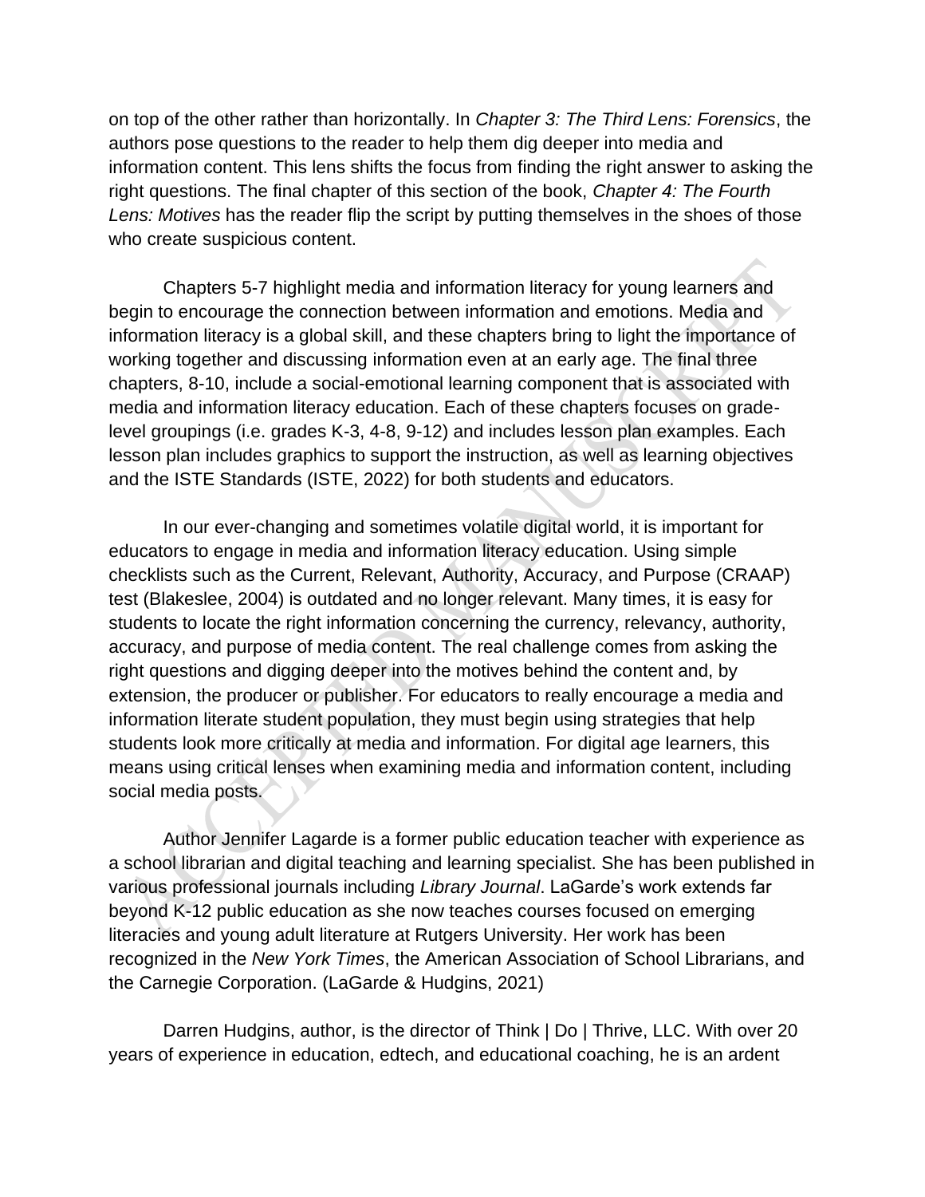on top of the other rather than horizontally. In *Chapter 3: The Third Lens: Forensics*, the authors pose questions to the reader to help them dig deeper into media and information content. This lens shifts the focus from finding the right answer to asking the right questions. The final chapter of this section of the book, *Chapter 4: The Fourth Lens: Motives* has the reader flip the script by putting themselves in the shoes of those who create suspicious content.

Chapters 5-7 highlight media and information literacy for young learners and begin to encourage the connection between information and emotions. Media and information literacy is a global skill, and these chapters bring to light the importance of working together and discussing information even at an early age. The final three chapters, 8-10, include a social-emotional learning component that is associated with media and information literacy education. Each of these chapters focuses on grade-level groupings (i.e. grades K-3, 4-8, 9-12) and includes lesson plan examples. Each lesson plan includes graphics to support the instruction, as well as learning objectives and the ISTE Standards (ISTE, 2022) for both students and educators.

In our ever-changing and sometimes volatile digital world, it is important for educators to engage in media and information literacy education. Using simple checklists such as the Current, Relevant, Authority, Accuracy, and Purpose (CRAAP) test (Blakeslee, 2004) is outdated and no longer relevant. Many times, it is easy for students to locate the right information concerning the currency, relevancy, authority, accuracy, and purpose of media content. The real challenge comes from asking the right questions and digging deeper into the motives behind the content and, by extension, the producer or publisher. For educators to really encourage a media and information literate student population, they must begin using strategies that help students look more critically at media and information. For digital age learners, this means using critical lenses when examining media and information content, including social media posts.

Author Jennifer Lagarde is a former public education teacher with experience as a school librarian and digital teaching and learning specialist. She has been published in various professional journals including *Library Journal*. LaGarde's work extends far beyond K-12 public education as she now teaches courses focused on emerging literacies and young adult literature at Rutgers University. Her work has been recognized in the *New York Times*, the American Association of School Librarians, and the Carnegie Corporation. (LaGarde & Hudgins, 2021)

Darren Hudgins, author, is the director of Think | Do | Thrive, LLC. With over 20 years of experience in education, edtech, and educational coaching, he is an ardent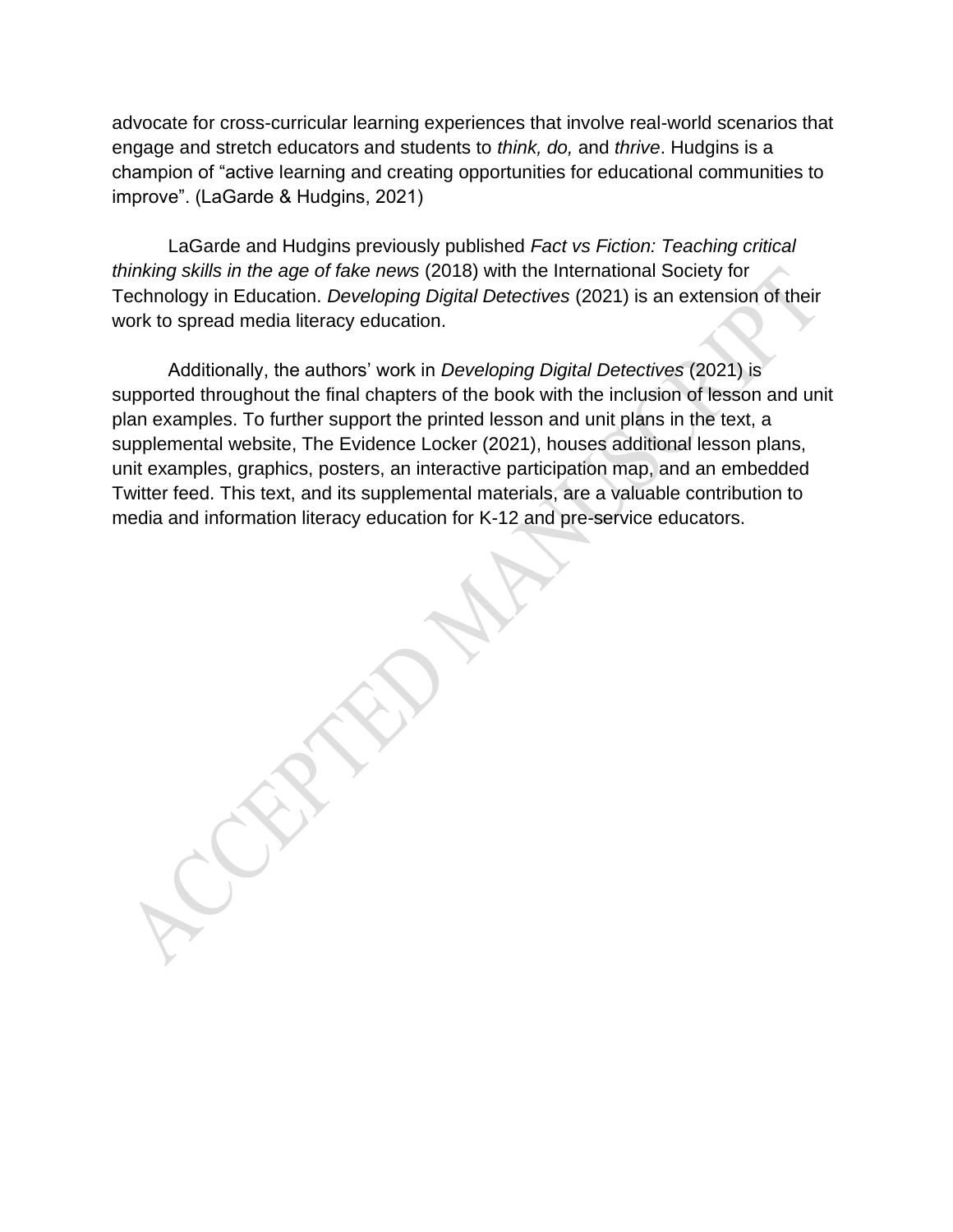advocate for cross-curricular learning experiences that involve real-world scenarios that engage and stretch educators and students to *think, do,* and *thrive*. Hudgins is a champion of "active learning and creating opportunities for educational communities to improve". (LaGarde & Hudgins, 2021)

LaGarde and Hudgins previously published *Fact vs Fiction: Teaching critical thinking skills in the age of fake news* (2018) with the International Society for Technology in Education. *Developing Digital Detectives* (2021) is an extension of their work to spread media literacy education.

Additionally, the authors' work in *Developing Digital Detectives* (2021) is supported throughout the final chapters of the book with the inclusion of lesson and unit plan examples. To further support the printed lesson and unit plans in the text, a supplemental website, The Evidence Locker (2021), houses additional lesson plans, unit examples, graphics, posters, an interactive participation map, and an embedded Twitter feed. This text, and its supplemental materials, are a valuable contribution to media and information literacy education for K-12 and pre-service educators.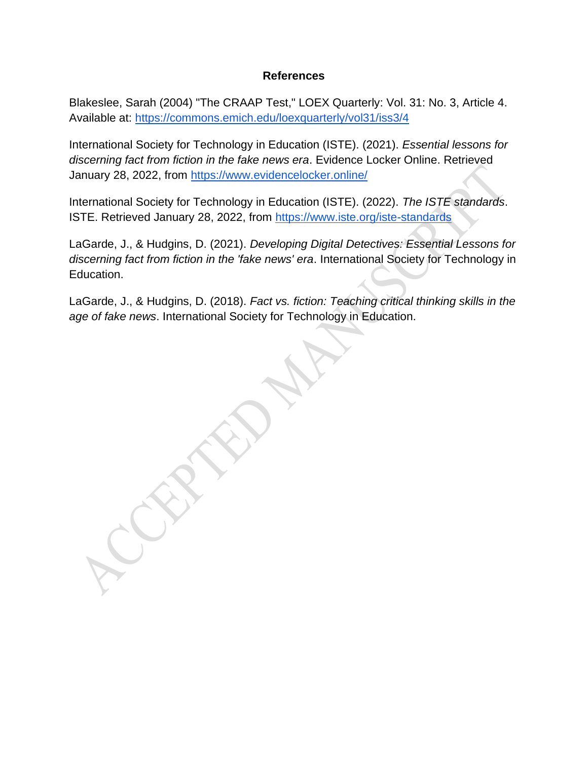## References

Blakeslee, Sarah (2004) "The CRAAP Test," LOEX Quarterly: Vol. 31: No. 3, Article 4. Available at: https://commons.emich.edu/loexquarterly/vol31/iss3/4

International Society for Technology in Education (ISTE). (2021). *Essential lessons for discerning fact from fiction in the fake news era*. Evidence Locker Online. Retrieved January 28, 2022, from https://www.evidencelocker.online/

International Society for Technology in Education (ISTE). (2022). *The ISTE standards*. ISTE. Retrieved January 28, 2022, from https://www.iste.org/iste-standards

LaGarde, J., & Hudgins, D. (2021). *Developing Digital Detectives: Essential Lessons for discerning fact from fiction in the 'fake news' era*. International Society for Technology in Education.

LaGarde, J., & Hudgins, D. (2018). *Fact vs. fiction: Teaching critical thinking skills in the age of fake news*. International Society for Technology in Education.